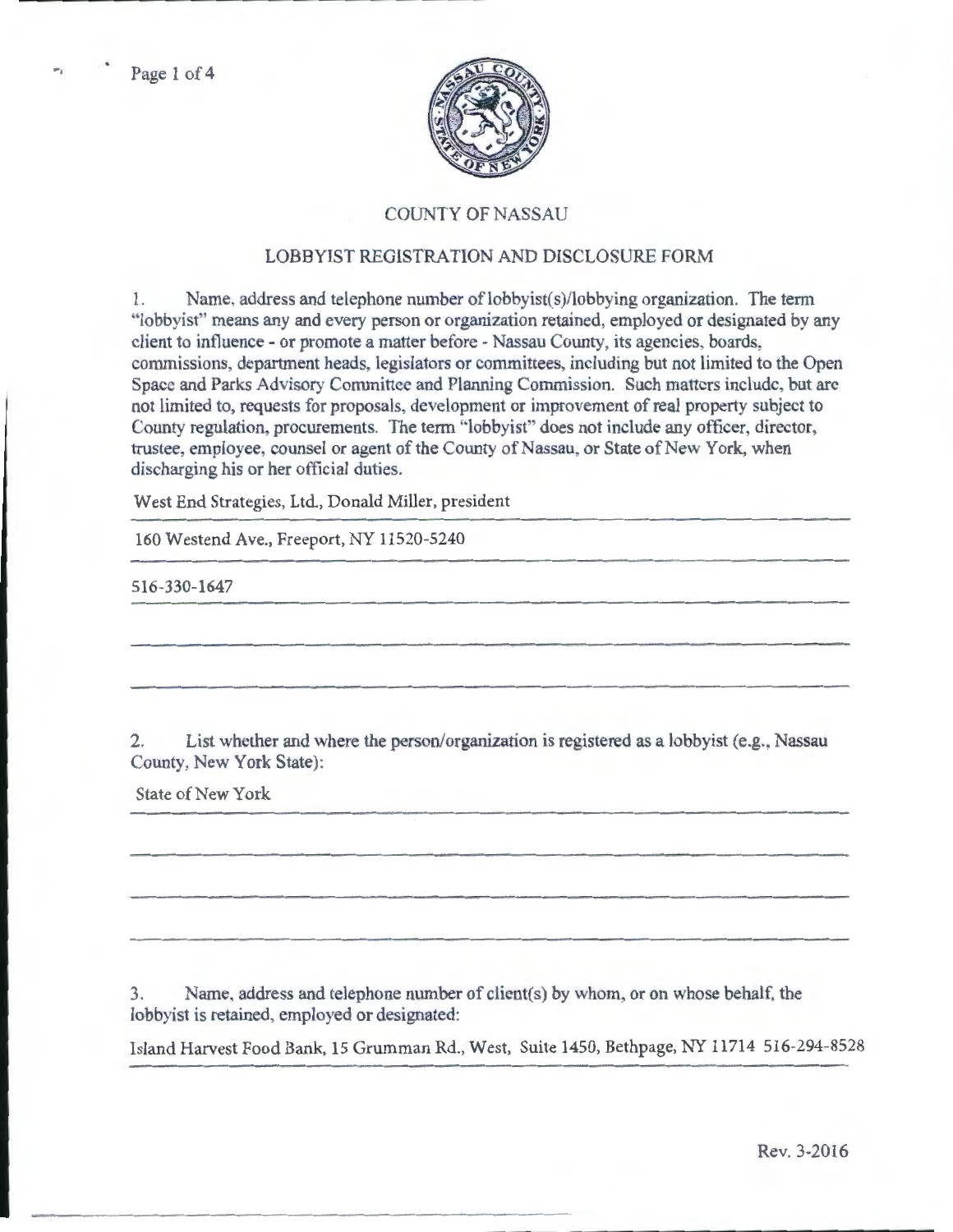# COUNTY OF NASSAU

## LOBBYIST REGISTRATION AND DISCLOSURE FORM

1. Name, address and telephone number of lobbyist(s)/lobbying organization. The term "lobbyist" means any and every person or organization retained, employed or designated by any client to influence - or promote a matter before - Nassau County, its agencies, boards, commissions, department heads, legislators or committees, including but not limited to the Open Space and Parks Advisory Committee and Planning Commission. Such matters include, but are not limited to, requests for proposals, development or improvement of real property subject to County regulation, procurements. The term "lobbyist" does not include any officer, director, trustee, employee, counsel or agent of the County of Nassau, or State of New York, when discharging his or her official duties.

West End Strategies, Ltd., Donald Miller, president

160 Westend Ave., Freeport, NY 11520-5240

516-330-1647

2. List whether and where the person/organization is registered as a lobbyist (e.g., Nassau County, New York State):

State of New York

3. Name, address and telephone number of client(s) by whom, or on whose behalf, the lobbyist is retained, employed or designated:

Island Harvest Food Bank, 15 Grumman Rd., West, Suite 1450, Bethpage, NY 11714 516-294-8528

Rev. 3-2016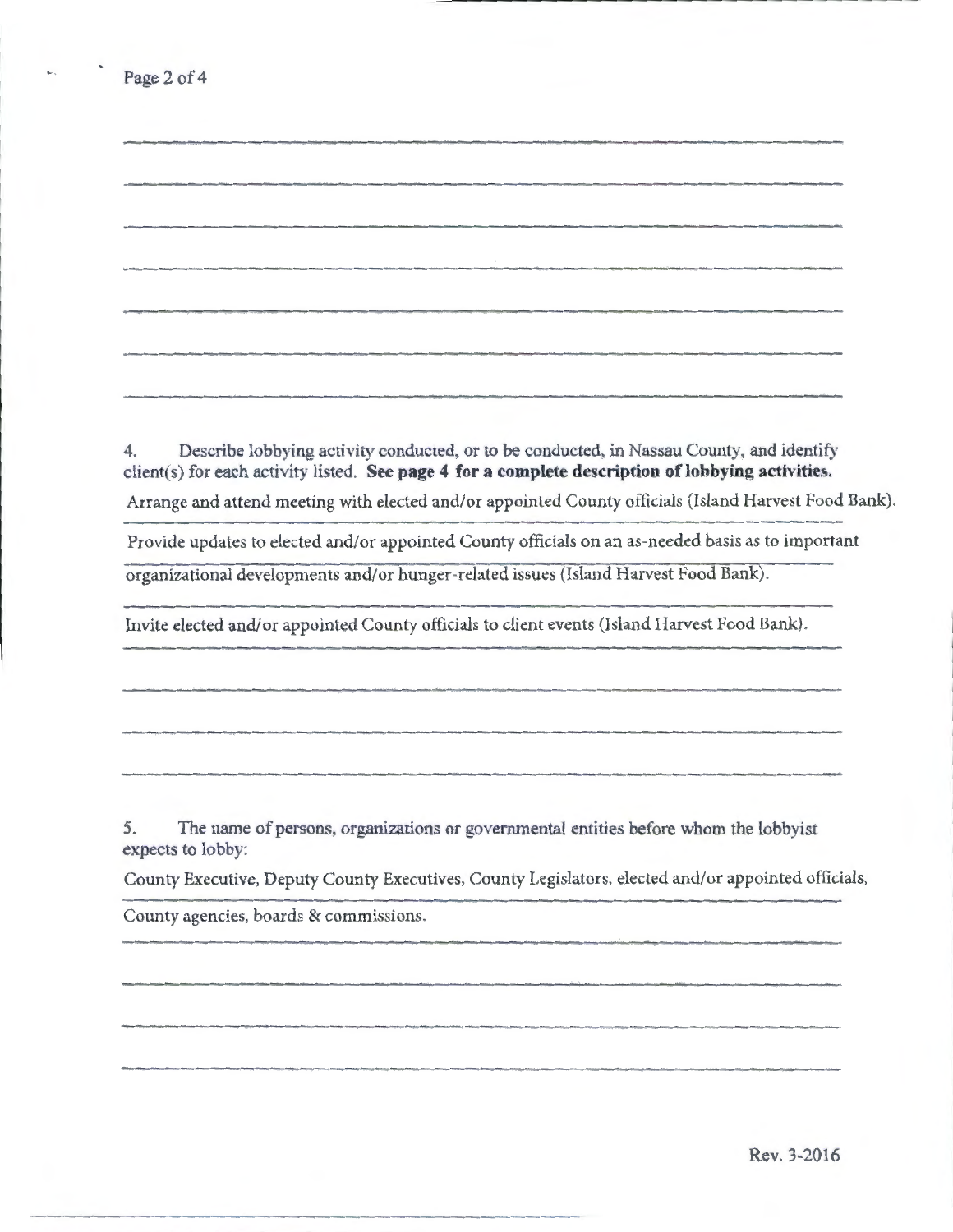4. Describe lobbying activity conducted, or to be conducted, in Nassau County, and identify client(s) for each activity listed. **See page 4 for a complete description of lobbying activities.**

Arrange and attend meeting with elected and/or appointed County officials (Island Harvest Food Bank).

Provide updates to elected and/or appointed County officials on an as-needed basis as to important organizational developments and/or hunger-related issues (Island Harvest Food Bank).

Invite elected and/or appointed County officials to client events (Island Harvest Food Bank).

5. The name of persons, organizations or governmental entities before whom the lobbyist expects to lobby:

County Executive, Deputy County Executives, County Legislators, elected and/or appointed officials, County agencies, boards & commissions.

Rev. 3-2016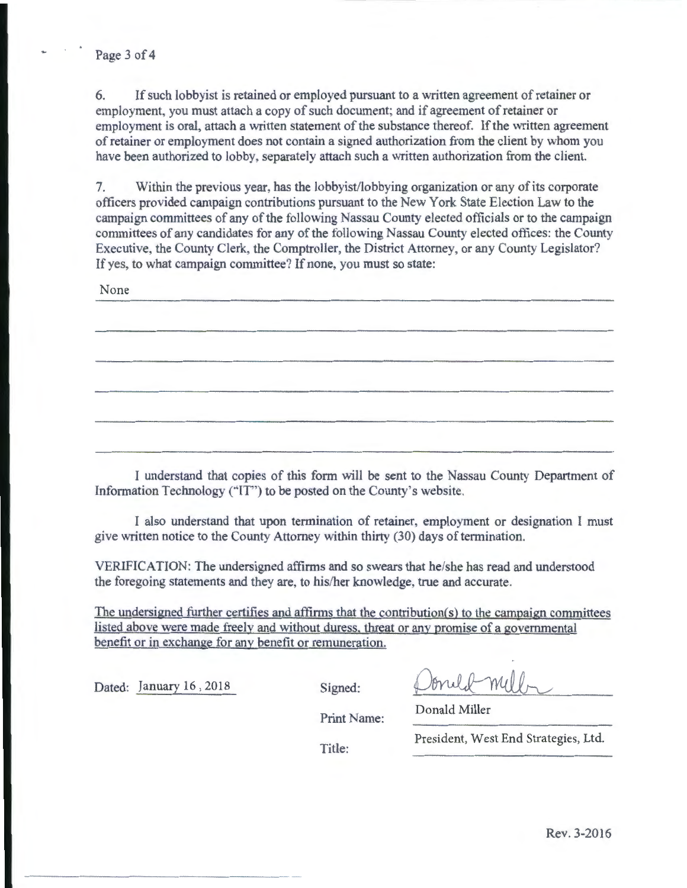6. If such lobbyist is retained or employed pursuant to a written agreement of retainer or employment, you must attach a copy of such document; and if agreement of retainer or employment is oral, attach a written statement of the substance thereof. If the written agreement of retainer or employment does not contain a signed authorization from the client by whom you have been authorized to lobby, separately attach such a written authorization from the client.

7. Within the previous year, has the lobbyist/lobbying organization or any of its corporate officers provided campaign contributions pursuant to the New York State Election Law to the campaign committees of any of the following Nassau County elected officials or to the campaign committees of any candidates for any of the following Nassau County elected offices: the County Executive, the County Clerk, the Comptroller, the District Attorney, or any County Legislator? If yes, to what campaign committee? If none, you must so state:

None

I understand that copies of this form will be sent to the Nassau County Department of Information Technology ("IT") to be posted on the County's website.

I also understand that upon termination of retainer, employment or designation I must give written notice to the County Attorney within thirty (30) days of termination.

VERIFICATION: The undersigned affirms and so swears that he/she has read and understood the foregoing statements and they are, to his/her knowledge, true and accurate.

The undersigned further certifies and affirms that the contribution(s) to the campaign committees listed above were made freely and without duress, threat or any promise of a governmental benefit or in exchange for any benefit or remuneration.

Dated: January 16, 2018

Signed: Donald Miller

Print Name: Donald Miller

Title: President, West End Strategies, Ltd.

Rev. 3-2016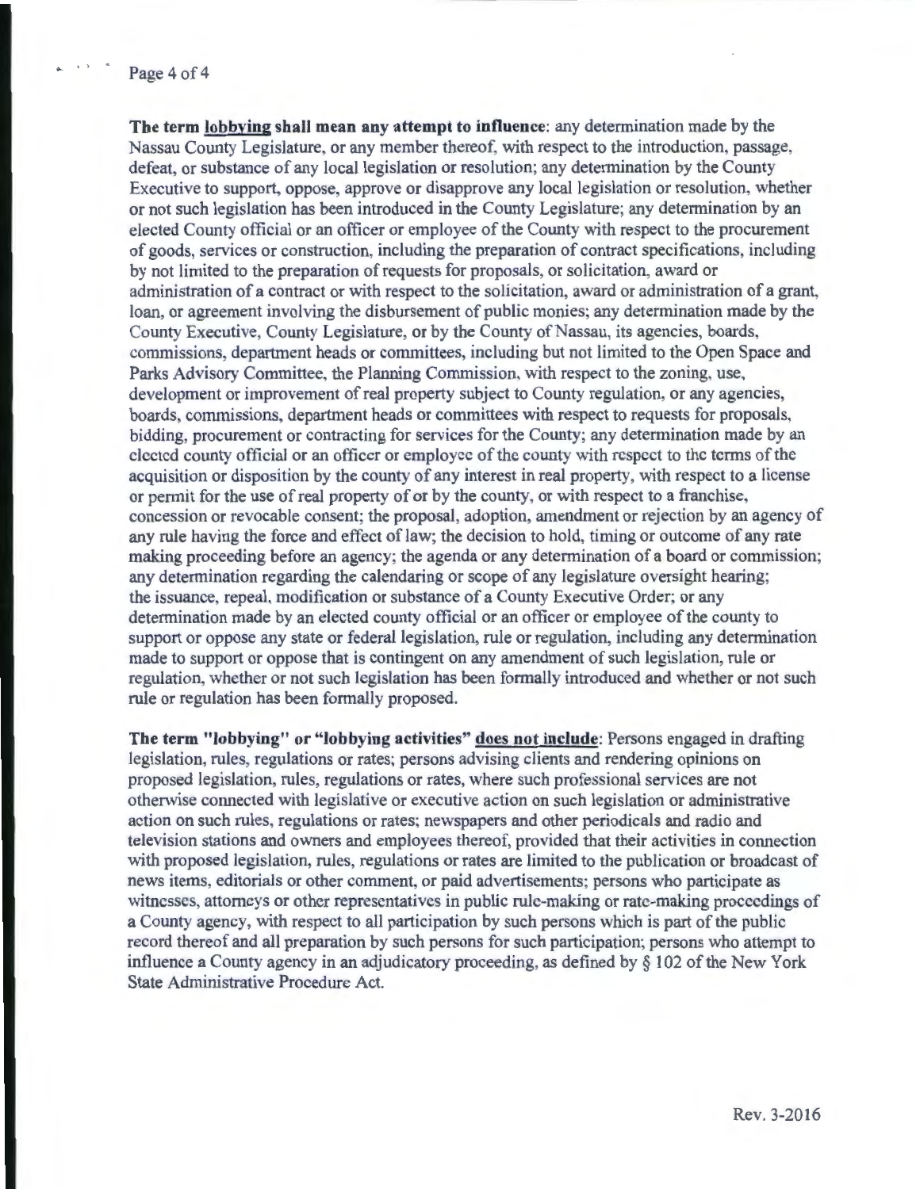**The term lobbying shall mean any attempt to influence**: any determination made by the Nassau County Legislature, or any member thereof, with respect to the introduction, passage, defeat, or substance of any local legislation or resolution; any determination by the County Executive to support, oppose, approve or disapprove any local legislation or resolution, whether or not such legislation has been introduced in the County Legislature; any determination by an elected County official or an officer or employee of the County with respect to the procurement of goods, services or construction, including the preparation of contract specifications, including by not limited to the preparation of requests for proposals, or solicitation, award or administration of a contract or with respect to the solicitation, award or administration of a grant, loan, or agreement involving the disbursement of public monies; any determination made by the County Executive, County Legislature, or by the County of Nassau, its agencies, boards, commissions, department heads or committees, including but not limited to the Open Space and Parks Advisory Committee, the Planning Commission, with respect to the zoning, use, development or improvement of real property subject to County regulation, or any agencies, boards, commissions, department heads or committees with respect to requests for proposals, bidding, procurement or contracting for services for the County; any determination made by an elected county official or an officer or employee of the county with respect to the terms of the acquisition or disposition by the county of any interest in real property, with respect to a license or permit for the use of real property of or by the county, or with respect to a franchise, concession or revocable consent; the proposal, adoption, amendment or rejection by an agency of any rule having the force and effect of law; the decision to hold, timing or outcome of any rate making proceeding before an agency; the agenda or any determination of a board or commission; any determination regarding the calendaring or scope of any legislature oversight hearing; the issuance, repeal, modification or substance of a County Executive Order; or any determination made by an elected county official or an officer or employee of the county to support or oppose any state or federal legislation, rule or regulation, including any determination made to support or oppose that is contingent on any amendment of such legislation, rule or regulation, whether or not such legislation has been formally introduced and whether or not such rule or regulation has been formally proposed.

**The term "lobbying" or "lobbying activities" does not include**: Persons engaged in drafting legislation, rules, regulations or rates; persons advising clients and rendering opinions on proposed legislation, rules, regulations or rates, where such professional services are not otherwise connected with legislative or executive action on such legislation or administrative action on such rules, regulations or rates; newspapers and other periodicals and radio and television stations and owners and employees thereof, provided that their activities in connection with proposed legislation, rules, regulations or rates are limited to the publication or broadcast of news items, editorials or other comment, or paid advertisements; persons who participate as witnesses, attorneys or other representatives in public rule-making or rate-making proceedings of a County agency, with respect to all participation by such persons which is part of the public record thereof and all preparation by such persons for such participation; persons who attempt to influence a County agency in an adjudicatory proceeding, as defined by § 102 of the New York State Administrative Procedure Act.

Rev. 3-2016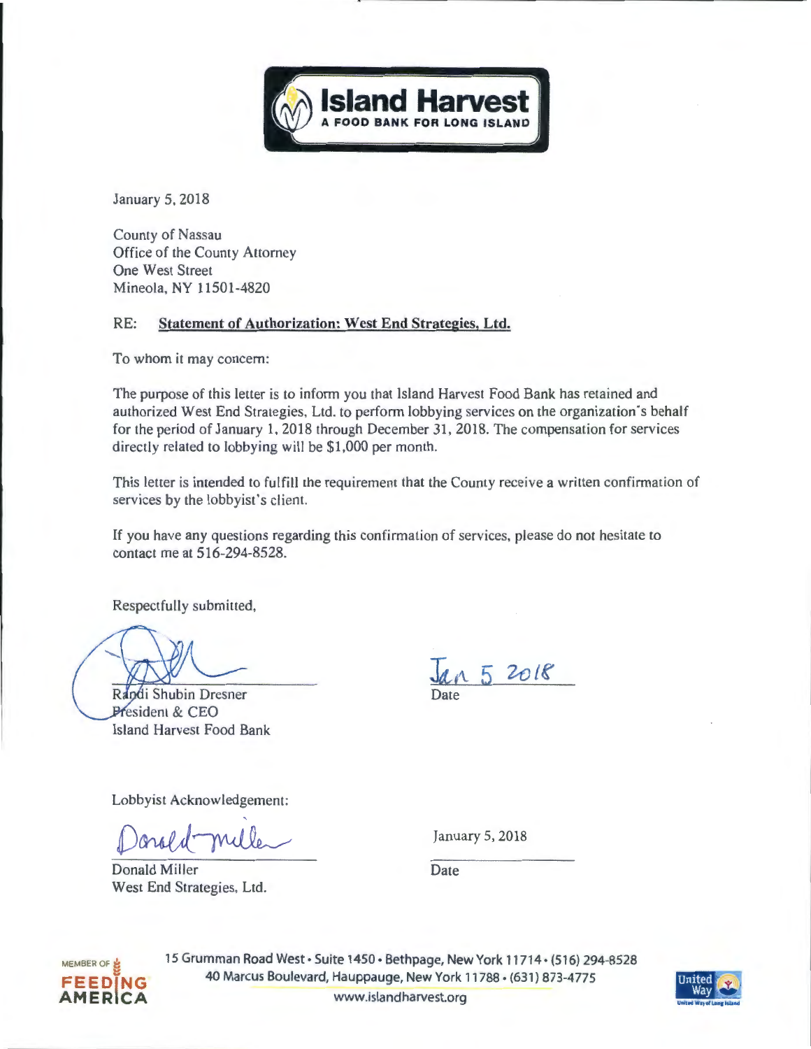**Island Harvest**
A FOOD BANK FOR LONG ISLAND

January 5, 2018

County of Nassau
Office of the County Attorney
One West Street
Mineola, NY 11501-4820

RE: **Statement of Authorization: West End Strategies, Ltd.**

To whom it may concern:

The purpose of this letter is to inform you that Island Harvest Food Bank has retained and authorized West End Strategies, Ltd. to perform lobbying services on the organization's behalf for the period of January 1, 2018 through December 31, 2018. The compensation for services directly related to lobbying will be $1,000 per month.

This letter is intended to fulfill the requirement that the County receive a written confirmation of services by the lobbyist's client.

If you have any questions regarding this confirmation of services, please do not hesitate to contact me at 516-294-8528.

Respectfully submitted,

Randi Shubin Dresner
President & CEO
Island Harvest Food Bank

Jan 5 2018
Date

Lobbyist Acknowledgement:

Donald Miller
West End Strategies, Ltd.

January 5, 2018
Date

MEMBER OF FEEDING AMERICA

15 Grumman Road West • Suite 1450 • Bethpage, New York 11714 • (516) 294-8528
40 Marcus Boulevard, Hauppauge, New York 11788 • (631) 873-4775
www.islandharvest.org

United Way of Long Island